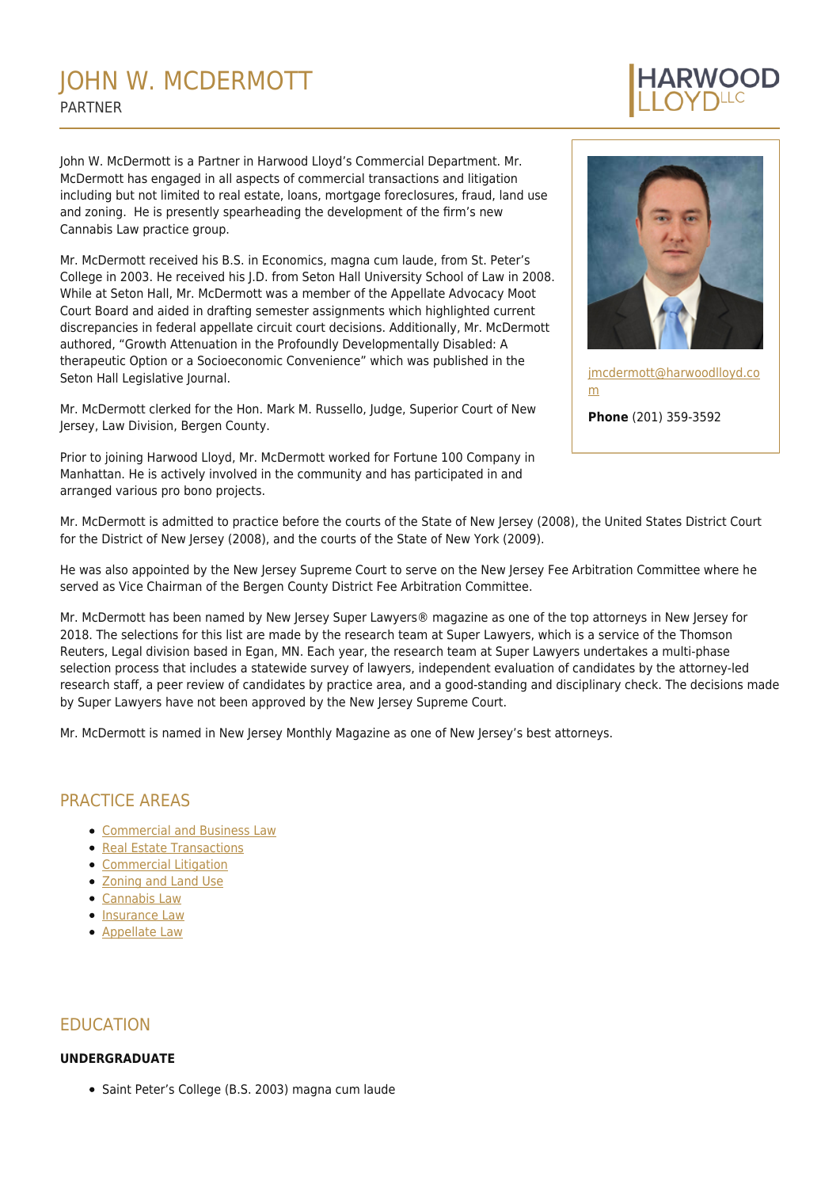# JOHN W. MCDERMOTT

PARTNER

HARWOOD LLOYD LLC

John W. McDermott is a Partner in Harwood Lloyd's Commercial Department. Mr. McDermott has engaged in all aspects of commercial transactions and litigation including but not limited to real estate, loans, mortgage foreclosures, fraud, land use and zoning. He is presently spearheading the development of the firm's new Cannabis Law practice group.

Mr. McDermott received his B.S. in Economics, magna cum laude, from St. Peter's College in 2003. He received his J.D. from Seton Hall University School of Law in 2008. While at Seton Hall, Mr. McDermott was a member of the Appellate Advocacy Moot Court Board and aided in drafting semester assignments which highlighted current discrepancies in federal appellate circuit court decisions. Additionally, Mr. McDermott authored, "Growth Attenuation in the Profoundly Developmentally Disabled: A therapeutic Option or a Socioeconomic Convenience" which was published in the Seton Hall Legislative Journal.

Mr. McDermott clerked for the Hon. Mark M. Russello, Judge, Superior Court of New Jersey, Law Division, Bergen County.

Prior to joining Harwood Lloyd, Mr. McDermott worked for Fortune 100 Company in Manhattan. He is actively involved in the community and has participated in and arranged various pro bono projects.

jmcdermott@harwoodlloyd.com

**Phone** (201) 359-3592

Mr. McDermott is admitted to practice before the courts of the State of New Jersey (2008), the United States District Court for the District of New Jersey (2008), and the courts of the State of New York (2009).

He was also appointed by the New Jersey Supreme Court to serve on the New Jersey Fee Arbitration Committee where he served as Vice Chairman of the Bergen County District Fee Arbitration Committee.

Mr. McDermott has been named by New Jersey Super Lawyers® magazine as one of the top attorneys in New Jersey for 2018. The selections for this list are made by the research team at Super Lawyers, which is a service of the Thomson Reuters, Legal division based in Egan, MN. Each year, the research team at Super Lawyers undertakes a multi-phase selection process that includes a statewide survey of lawyers, independent evaluation of candidates by the attorney-led research staff, a peer review of candidates by practice area, and a good-standing and disciplinary check. The decisions made by Super Lawyers have not been approved by the New Jersey Supreme Court.

Mr. McDermott is named in New Jersey Monthly Magazine as one of New Jersey's best attorneys.

## PRACTICE AREAS

- Commercial and Business Law
- Real Estate Transactions
- Commercial Litigation
- Zoning and Land Use
- Cannabis Law
- Insurance Law
- Appellate Law

## EDUCATION

### UNDERGRADUATE

- Saint Peter's College (B.S. 2003) magna cum laude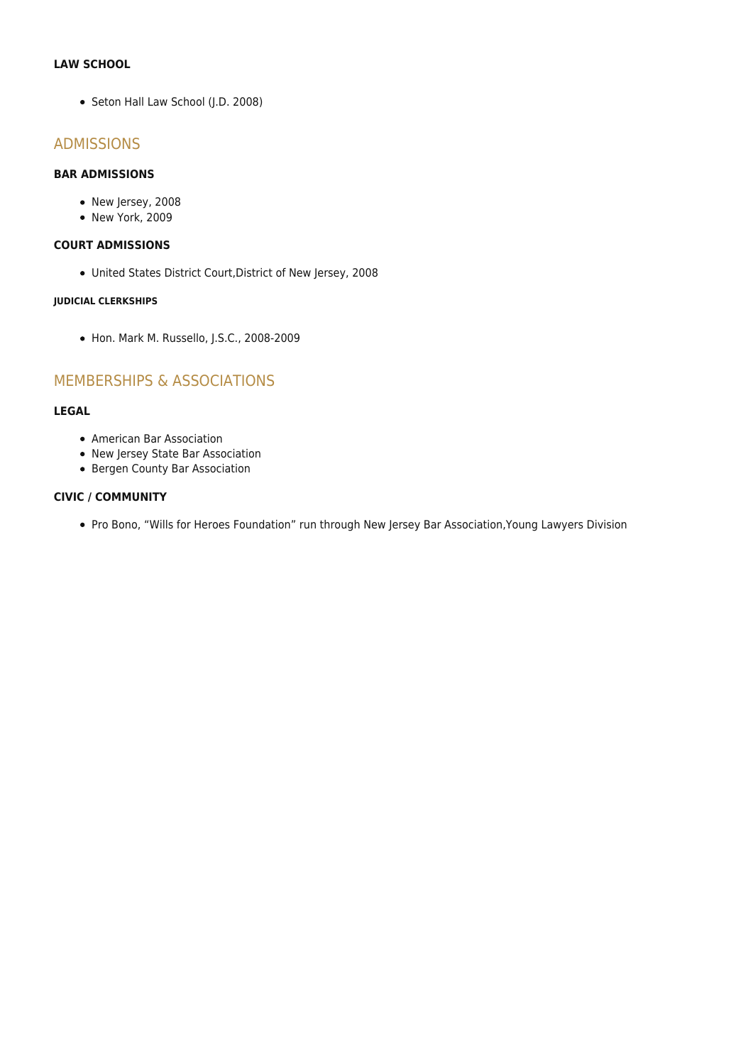#### LAW SCHOOL

- Seton Hall Law School (J.D. 2008)

## ADMISSIONS

#### BAR ADMISSIONS

- New Jersey, 2008
- New York, 2009

#### COURT ADMISSIONS

- United States District Court,District of New Jersey, 2008

##### JUDICIAL CLERKSHIPS

- Hon. Mark M. Russello, J.S.C., 2008-2009

## MEMBERSHIPS & ASSOCIATIONS

#### LEGAL

- American Bar Association
- New Jersey State Bar Association
- Bergen County Bar Association

#### CIVIC / COMMUNITY

- Pro Bono, “Wills for Heroes Foundation” run through New Jersey Bar Association,Young Lawyers Division